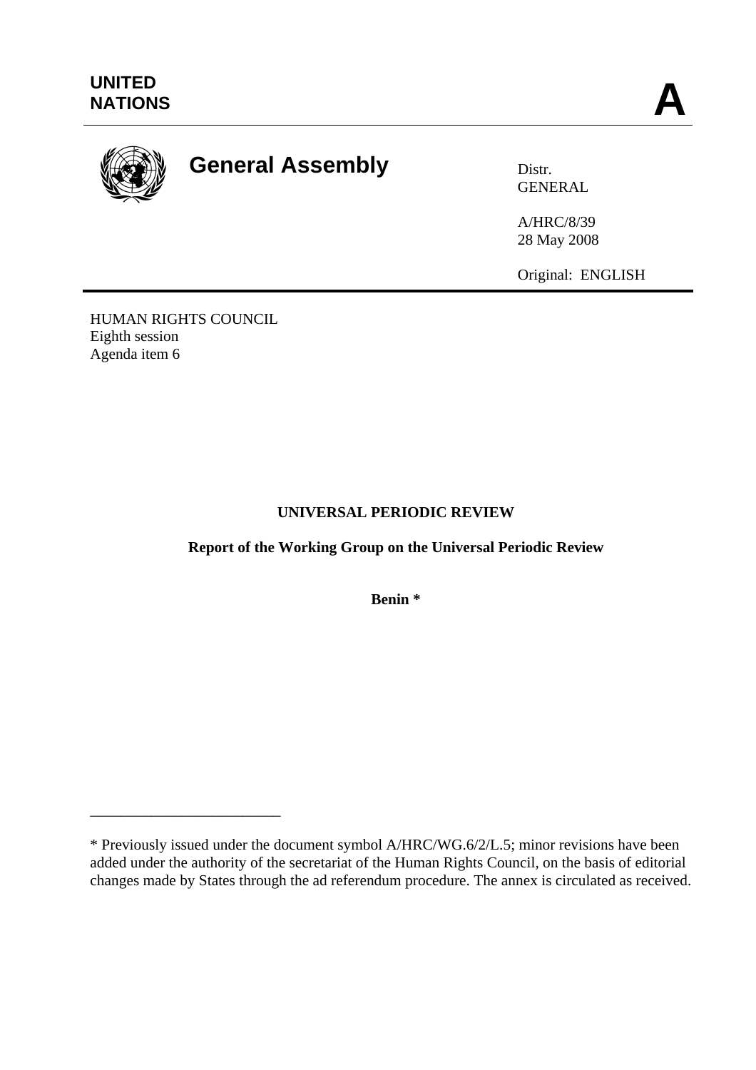UNITED NATIONS

**A**

# General Assembly

Distr.
GENERAL

A/HRC/8/39
28 May 2008

Original: ENGLISH

HUMAN RIGHTS COUNCIL
Eighth session
Agenda item 6

**UNIVERSAL PERIODIC REVIEW**

**Report of the Working Group on the Universal Periodic Review**

**Benin ***

---

* Previously issued under the document symbol A/HRC/WG.6/2/L.5; minor revisions have been added under the authority of the secretariat of the Human Rights Council, on the basis of editorial changes made by States through the ad referendum procedure. The annex is circulated as received.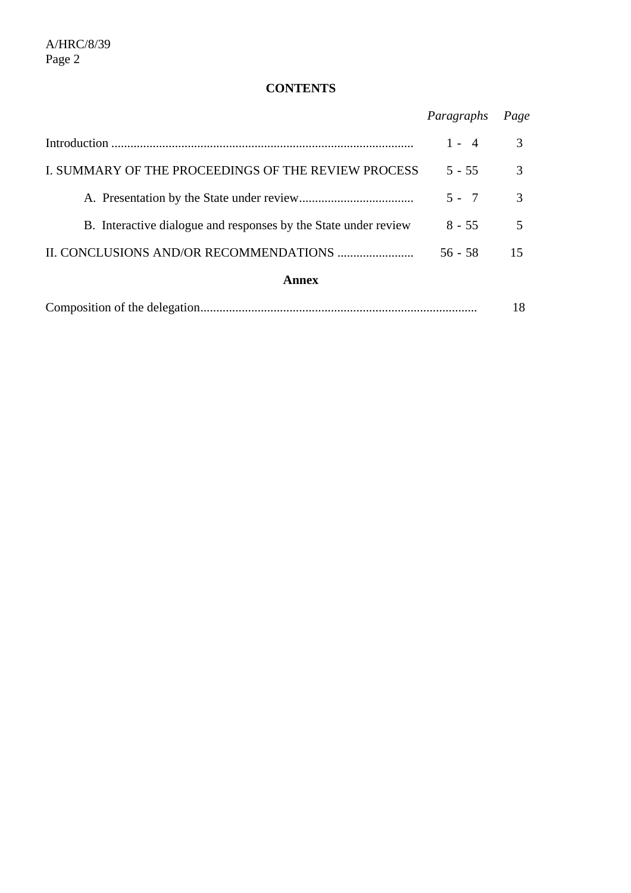## CONTENTS

| | *Paragraphs* | *Page* |
|---|---|---|
| Introduction | 1 - 4 | 3 |
| I. SUMMARY OF THE PROCEEDINGS OF THE REVIEW PROCESS | 5 - 55 | 3 |
| A. Presentation by the State under review | 5 - 7 | 3 |
| B. Interactive dialogue and responses by the State under review | 8 - 55 | 5 |
| II. CONCLUSIONS AND/OR RECOMMENDATIONS | 56 - 58 | 15 |

**Annex**

| | |
|---|---|
| Composition of the delegation | 18 |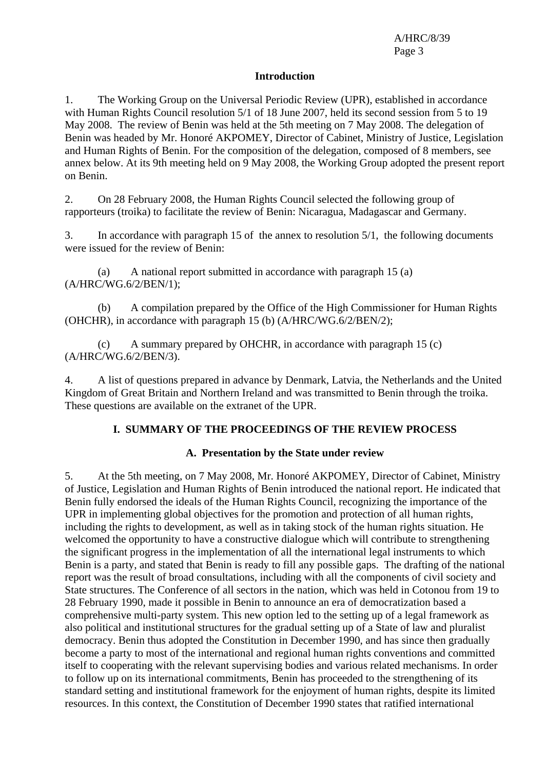## Introduction

1. The Working Group on the Universal Periodic Review (UPR), established in accordance with Human Rights Council resolution 5/1 of 18 June 2007, held its second session from 5 to 19 May 2008. The review of Benin was held at the 5th meeting on 7 May 2008. The delegation of Benin was headed by Mr. Honoré AKPOMEY, Director of Cabinet, Ministry of Justice, Legislation and Human Rights of Benin. For the composition of the delegation, composed of 8 members, see annex below. At its 9th meeting held on 9 May 2008, the Working Group adopted the present report on Benin.

2. On 28 February 2008, the Human Rights Council selected the following group of rapporteurs (troika) to facilitate the review of Benin: Nicaragua, Madagascar and Germany.

3. In accordance with paragraph 15 of the annex to resolution 5/1, the following documents were issued for the review of Benin:

(a) A national report submitted in accordance with paragraph 15 (a) (A/HRC/WG.6/2/BEN/1);

(b) A compilation prepared by the Office of the High Commissioner for Human Rights (OHCHR), in accordance with paragraph 15 (b) (A/HRC/WG.6/2/BEN/2);

(c) A summary prepared by OHCHR, in accordance with paragraph 15 (c) (A/HRC/WG.6/2/BEN/3).

4. A list of questions prepared in advance by Denmark, Latvia, the Netherlands and the United Kingdom of Great Britain and Northern Ireland and was transmitted to Benin through the troika. These questions are available on the extranet of the UPR.

## I. SUMMARY OF THE PROCEEDINGS OF THE REVIEW PROCESS

### A. Presentation by the State under review

5. At the 5th meeting, on 7 May 2008, Mr. Honoré AKPOMEY, Director of Cabinet, Ministry of Justice, Legislation and Human Rights of Benin introduced the national report. He indicated that Benin fully endorsed the ideals of the Human Rights Council, recognizing the importance of the UPR in implementing global objectives for the promotion and protection of all human rights, including the rights to development, as well as in taking stock of the human rights situation. He welcomed the opportunity to have a constructive dialogue which will contribute to strengthening the significant progress in the implementation of all the international legal instruments to which Benin is a party, and stated that Benin is ready to fill any possible gaps. The drafting of the national report was the result of broad consultations, including with all the components of civil society and State structures. The Conference of all sectors in the nation, which was held in Cotonou from 19 to 28 February 1990, made it possible in Benin to announce an era of democratization based a comprehensive multi-party system. This new option led to the setting up of a legal framework as also political and institutional structures for the gradual setting up of a State of law and pluralist democracy. Benin thus adopted the Constitution in December 1990, and has since then gradually become a party to most of the international and regional human rights conventions and committed itself to cooperating with the relevant supervising bodies and various related mechanisms. In order to follow up on its international commitments, Benin has proceeded to the strengthening of its standard setting and institutional framework for the enjoyment of human rights, despite its limited resources. In this context, the Constitution of December 1990 states that ratified international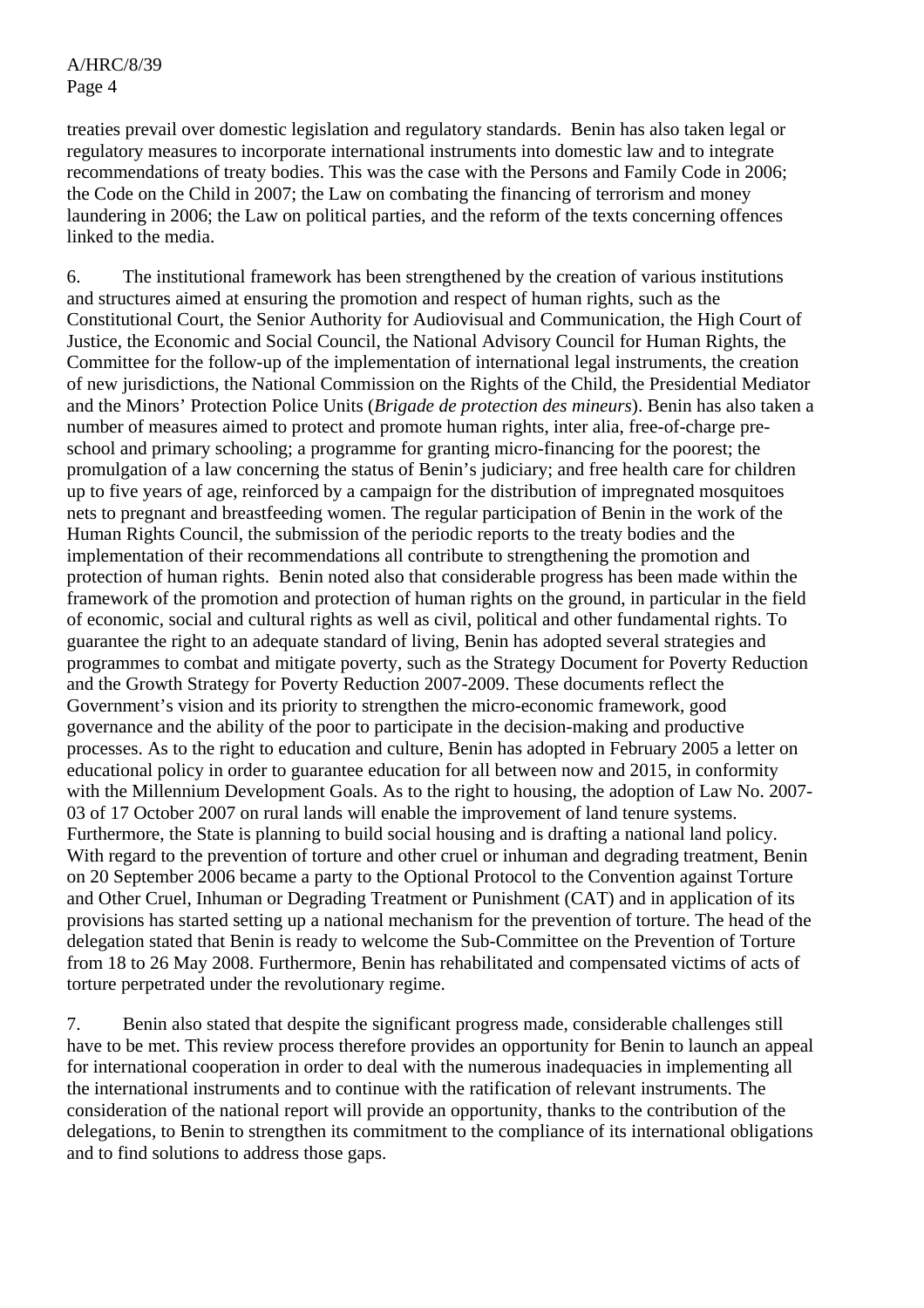treaties prevail over domestic legislation and regulatory standards. Benin has also taken legal or regulatory measures to incorporate international instruments into domestic law and to integrate recommendations of treaty bodies. This was the case with the Persons and Family Code in 2006; the Code on the Child in 2007; the Law on combating the financing of terrorism and money laundering in 2006; the Law on political parties, and the reform of the texts concerning offences linked to the media.

6. The institutional framework has been strengthened by the creation of various institutions and structures aimed at ensuring the promotion and respect of human rights, such as the Constitutional Court, the Senior Authority for Audiovisual and Communication, the High Court of Justice, the Economic and Social Council, the National Advisory Council for Human Rights, the Committee for the follow-up of the implementation of international legal instruments, the creation of new jurisdictions, the National Commission on the Rights of the Child, the Presidential Mediator and the Minors' Protection Police Units (*Brigade de protection des mineurs*). Benin has also taken a number of measures aimed to protect and promote human rights, inter alia, free-of-charge pre-school and primary schooling; a programme for granting micro-financing for the poorest; the promulgation of a law concerning the status of Benin's judiciary; and free health care for children up to five years of age, reinforced by a campaign for the distribution of impregnated mosquitoes nets to pregnant and breastfeeding women. The regular participation of Benin in the work of the Human Rights Council, the submission of the periodic reports to the treaty bodies and the implementation of their recommendations all contribute to strengthening the promotion and protection of human rights. Benin noted also that considerable progress has been made within the framework of the promotion and protection of human rights on the ground, in particular in the field of economic, social and cultural rights as well as civil, political and other fundamental rights. To guarantee the right to an adequate standard of living, Benin has adopted several strategies and programmes to combat and mitigate poverty, such as the Strategy Document for Poverty Reduction and the Growth Strategy for Poverty Reduction 2007-2009. These documents reflect the Government's vision and its priority to strengthen the micro-economic framework, good governance and the ability of the poor to participate in the decision-making and productive processes. As to the right to education and culture, Benin has adopted in February 2005 a letter on educational policy in order to guarantee education for all between now and 2015, in conformity with the Millennium Development Goals. As to the right to housing, the adoption of Law No. 2007-03 of 17 October 2007 on rural lands will enable the improvement of land tenure systems. Furthermore, the State is planning to build social housing and is drafting a national land policy. With regard to the prevention of torture and other cruel or inhuman and degrading treatment, Benin on 20 September 2006 became a party to the Optional Protocol to the Convention against Torture and Other Cruel, Inhuman or Degrading Treatment or Punishment (CAT) and in application of its provisions has started setting up a national mechanism for the prevention of torture. The head of the delegation stated that Benin is ready to welcome the Sub-Committee on the Prevention of Torture from 18 to 26 May 2008. Furthermore, Benin has rehabilitated and compensated victims of acts of torture perpetrated under the revolutionary regime.

7. Benin also stated that despite the significant progress made, considerable challenges still have to be met. This review process therefore provides an opportunity for Benin to launch an appeal for international cooperation in order to deal with the numerous inadequacies in implementing all the international instruments and to continue with the ratification of relevant instruments. The consideration of the national report will provide an opportunity, thanks to the contribution of the delegations, to Benin to strengthen its commitment to the compliance of its international obligations and to find solutions to address those gaps.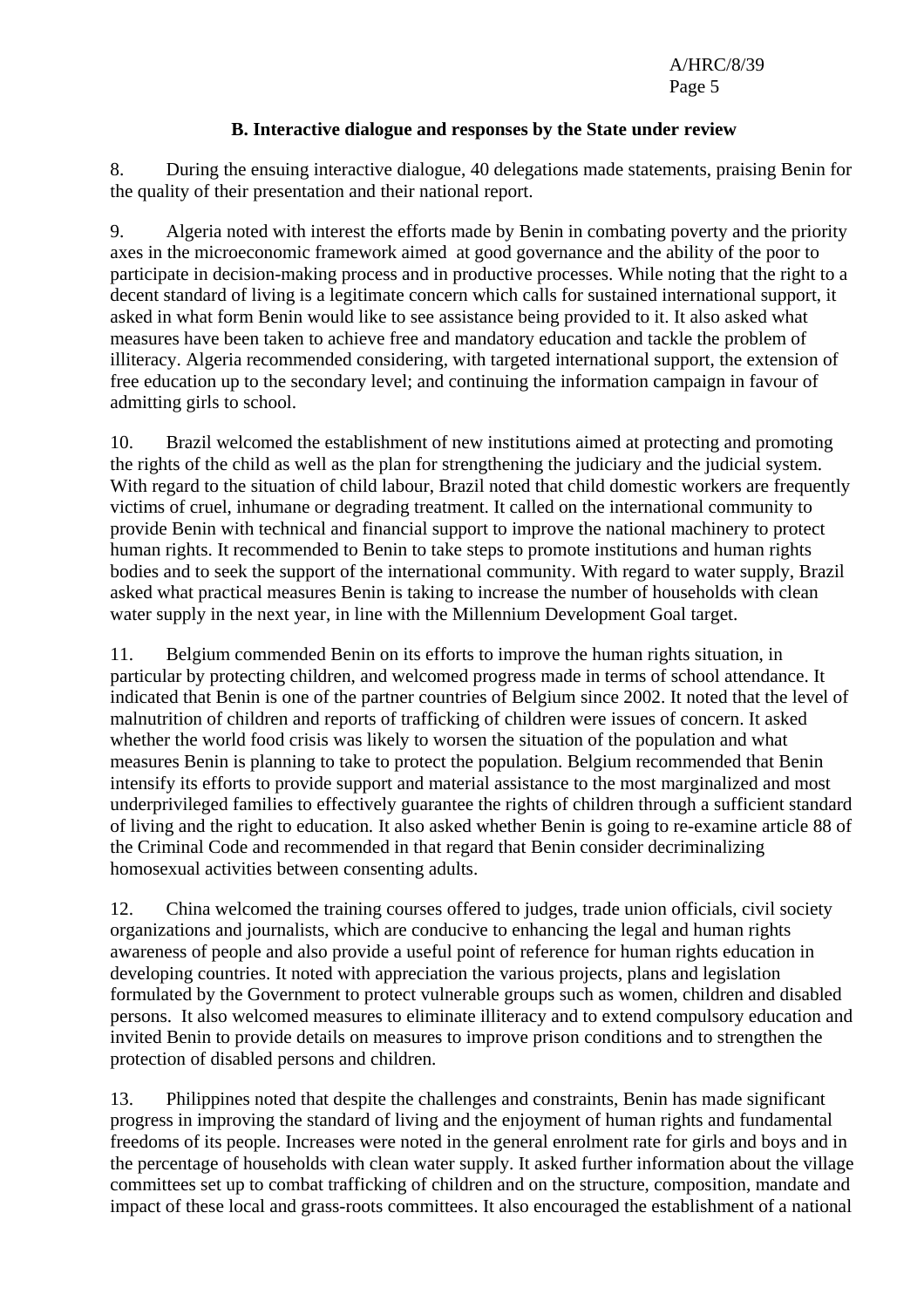### B. Interactive dialogue and responses by the State under review

8. During the ensuing interactive dialogue, 40 delegations made statements, praising Benin for the quality of their presentation and their national report.

9. Algeria noted with interest the efforts made by Benin in combating poverty and the priority axes in the microeconomic framework aimed at good governance and the ability of the poor to participate in decision-making process and in productive processes. While noting that the right to a decent standard of living is a legitimate concern which calls for sustained international support, it asked in what form Benin would like to see assistance being provided to it. It also asked what measures have been taken to achieve free and mandatory education and tackle the problem of illiteracy. Algeria recommended considering, with targeted international support, the extension of free education up to the secondary level; and continuing the information campaign in favour of admitting girls to school.

10. Brazil welcomed the establishment of new institutions aimed at protecting and promoting the rights of the child as well as the plan for strengthening the judiciary and the judicial system. With regard to the situation of child labour, Brazil noted that child domestic workers are frequently victims of cruel, inhumane or degrading treatment. It called on the international community to provide Benin with technical and financial support to improve the national machinery to protect human rights. It recommended to Benin to take steps to promote institutions and human rights bodies and to seek the support of the international community. With regard to water supply, Brazil asked what practical measures Benin is taking to increase the number of households with clean water supply in the next year, in line with the Millennium Development Goal target.

11. Belgium commended Benin on its efforts to improve the human rights situation, in particular by protecting children, and welcomed progress made in terms of school attendance. It indicated that Benin is one of the partner countries of Belgium since 2002. It noted that the level of malnutrition of children and reports of trafficking of children were issues of concern. It asked whether the world food crisis was likely to worsen the situation of the population and what measures Benin is planning to take to protect the population. Belgium recommended that Benin intensify its efforts to provide support and material assistance to the most marginalized and most underprivileged families to effectively guarantee the rights of children through a sufficient standard of living and the right to education. It also asked whether Benin is going to re-examine article 88 of the Criminal Code and recommended in that regard that Benin consider decriminalizing homosexual activities between consenting adults.

12. China welcomed the training courses offered to judges, trade union officials, civil society organizations and journalists, which are conducive to enhancing the legal and human rights awareness of people and also provide a useful point of reference for human rights education in developing countries. It noted with appreciation the various projects, plans and legislation formulated by the Government to protect vulnerable groups such as women, children and disabled persons. It also welcomed measures to eliminate illiteracy and to extend compulsory education and invited Benin to provide details on measures to improve prison conditions and to strengthen the protection of disabled persons and children.

13. Philippines noted that despite the challenges and constraints, Benin has made significant progress in improving the standard of living and the enjoyment of human rights and fundamental freedoms of its people. Increases were noted in the general enrolment rate for girls and boys and in the percentage of households with clean water supply. It asked further information about the village committees set up to combat trafficking of children and on the structure, composition, mandate and impact of these local and grass-roots committees. It also encouraged the establishment of a national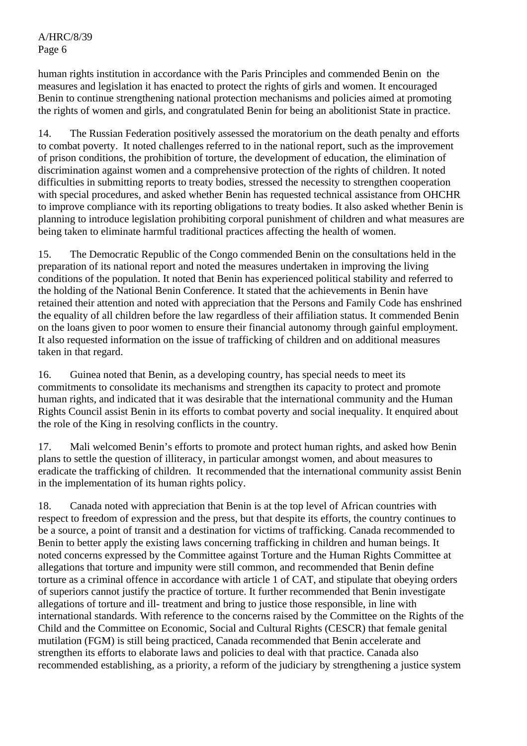human rights institution in accordance with the Paris Principles and commended Benin on the measures and legislation it has enacted to protect the rights of girls and women. It encouraged Benin to continue strengthening national protection mechanisms and policies aimed at promoting the rights of women and girls, and congratulated Benin for being an abolitionist State in practice.

14. The Russian Federation positively assessed the moratorium on the death penalty and efforts to combat poverty. It noted challenges referred to in the national report, such as the improvement of prison conditions, the prohibition of torture, the development of education, the elimination of discrimination against women and a comprehensive protection of the rights of children. It noted difficulties in submitting reports to treaty bodies, stressed the necessity to strengthen cooperation with special procedures, and asked whether Benin has requested technical assistance from OHCHR to improve compliance with its reporting obligations to treaty bodies. It also asked whether Benin is planning to introduce legislation prohibiting corporal punishment of children and what measures are being taken to eliminate harmful traditional practices affecting the health of women.

15. The Democratic Republic of the Congo commended Benin on the consultations held in the preparation of its national report and noted the measures undertaken in improving the living conditions of the population. It noted that Benin has experienced political stability and referred to the holding of the National Benin Conference. It stated that the achievements in Benin have retained their attention and noted with appreciation that the Persons and Family Code has enshrined the equality of all children before the law regardless of their affiliation status. It commended Benin on the loans given to poor women to ensure their financial autonomy through gainful employment. It also requested information on the issue of trafficking of children and on additional measures taken in that regard.

16. Guinea noted that Benin, as a developing country, has special needs to meet its commitments to consolidate its mechanisms and strengthen its capacity to protect and promote human rights, and indicated that it was desirable that the international community and the Human Rights Council assist Benin in its efforts to combat poverty and social inequality. It enquired about the role of the King in resolving conflicts in the country.

17. Mali welcomed Benin's efforts to promote and protect human rights, and asked how Benin plans to settle the question of illiteracy, in particular amongst women, and about measures to eradicate the trafficking of children. It recommended that the international community assist Benin in the implementation of its human rights policy.

18. Canada noted with appreciation that Benin is at the top level of African countries with respect to freedom of expression and the press, but that despite its efforts, the country continues to be a source, a point of transit and a destination for victims of trafficking. Canada recommended to Benin to better apply the existing laws concerning trafficking in children and human beings. It noted concerns expressed by the Committee against Torture and the Human Rights Committee at allegations that torture and impunity were still common, and recommended that Benin define torture as a criminal offence in accordance with article 1 of CAT, and stipulate that obeying orders of superiors cannot justify the practice of torture. It further recommended that Benin investigate allegations of torture and ill- treatment and bring to justice those responsible, in line with international standards. With reference to the concerns raised by the Committee on the Rights of the Child and the Committee on Economic, Social and Cultural Rights (CESCR) that female genital mutilation (FGM) is still being practiced, Canada recommended that Benin accelerate and strengthen its efforts to elaborate laws and policies to deal with that practice. Canada also recommended establishing, as a priority, a reform of the judiciary by strengthening a justice system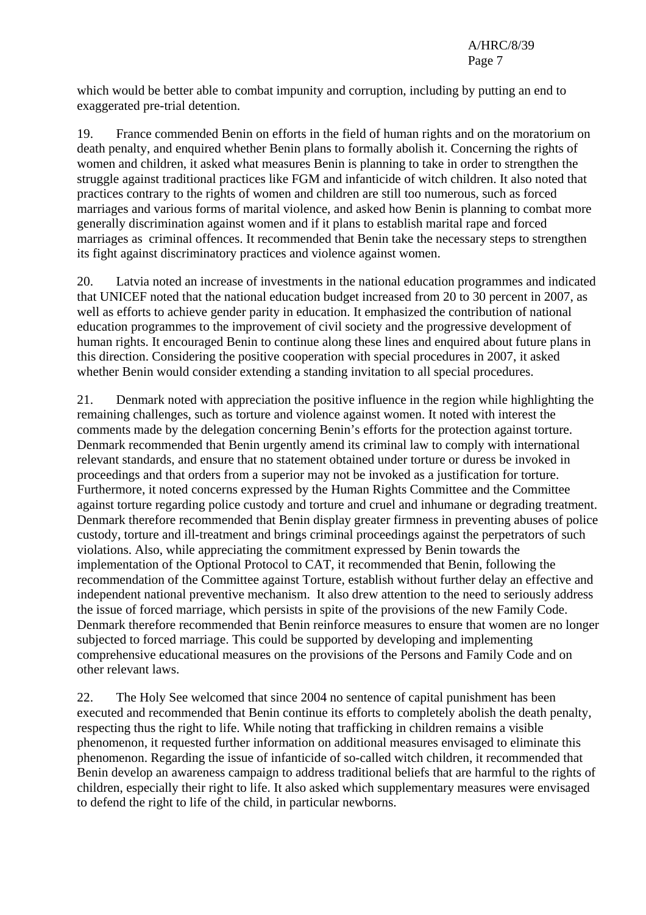which would be better able to combat impunity and corruption, including by putting an end to exaggerated pre-trial detention.

19. France commended Benin on efforts in the field of human rights and on the moratorium on death penalty, and enquired whether Benin plans to formally abolish it. Concerning the rights of women and children, it asked what measures Benin is planning to take in order to strengthen the struggle against traditional practices like FGM and infanticide of witch children. It also noted that practices contrary to the rights of women and children are still too numerous, such as forced marriages and various forms of marital violence, and asked how Benin is planning to combat more generally discrimination against women and if it plans to establish marital rape and forced marriages as criminal offences. It recommended that Benin take the necessary steps to strengthen its fight against discriminatory practices and violence against women.

20. Latvia noted an increase of investments in the national education programmes and indicated that UNICEF noted that the national education budget increased from 20 to 30 percent in 2007, as well as efforts to achieve gender parity in education. It emphasized the contribution of national education programmes to the improvement of civil society and the progressive development of human rights. It encouraged Benin to continue along these lines and enquired about future plans in this direction. Considering the positive cooperation with special procedures in 2007, it asked whether Benin would consider extending a standing invitation to all special procedures.

21. Denmark noted with appreciation the positive influence in the region while highlighting the remaining challenges, such as torture and violence against women. It noted with interest the comments made by the delegation concerning Benin's efforts for the protection against torture. Denmark recommended that Benin urgently amend its criminal law to comply with international relevant standards, and ensure that no statement obtained under torture or duress be invoked in proceedings and that orders from a superior may not be invoked as a justification for torture. Furthermore, it noted concerns expressed by the Human Rights Committee and the Committee against torture regarding police custody and torture and cruel and inhumane or degrading treatment. Denmark therefore recommended that Benin display greater firmness in preventing abuses of police custody, torture and ill-treatment and brings criminal proceedings against the perpetrators of such violations. Also, while appreciating the commitment expressed by Benin towards the implementation of the Optional Protocol to CAT, it recommended that Benin, following the recommendation of the Committee against Torture, establish without further delay an effective and independent national preventive mechanism. It also drew attention to the need to seriously address the issue of forced marriage, which persists in spite of the provisions of the new Family Code. Denmark therefore recommended that Benin reinforce measures to ensure that women are no longer subjected to forced marriage. This could be supported by developing and implementing comprehensive educational measures on the provisions of the Persons and Family Code and on other relevant laws.

22. The Holy See welcomed that since 2004 no sentence of capital punishment has been executed and recommended that Benin continue its efforts to completely abolish the death penalty, respecting thus the right to life. While noting that trafficking in children remains a visible phenomenon, it requested further information on additional measures envisaged to eliminate this phenomenon. Regarding the issue of infanticide of so-called witch children, it recommended that Benin develop an awareness campaign to address traditional beliefs that are harmful to the rights of children, especially their right to life. It also asked which supplementary measures were envisaged to defend the right to life of the child, in particular newborns.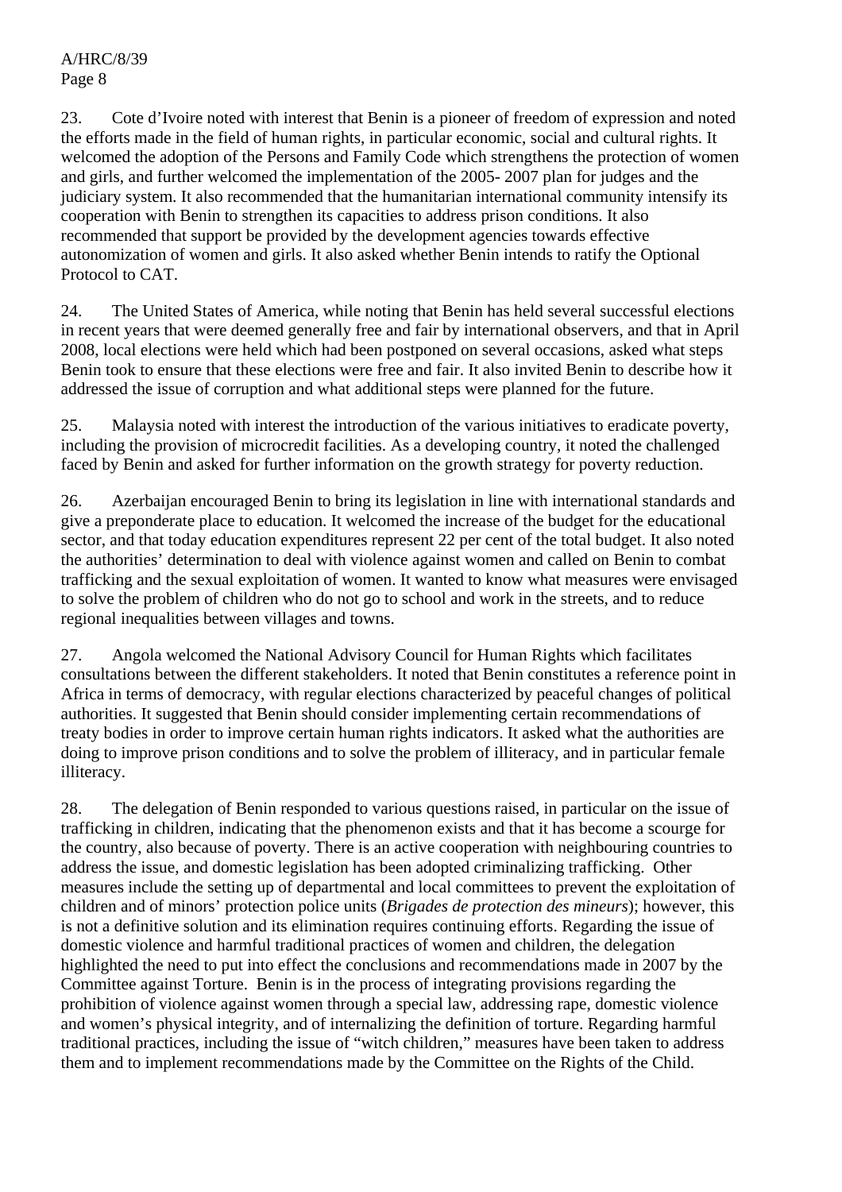23. Cote d'Ivoire noted with interest that Benin is a pioneer of freedom of expression and noted the efforts made in the field of human rights, in particular economic, social and cultural rights. It welcomed the adoption of the Persons and Family Code which strengthens the protection of women and girls, and further welcomed the implementation of the 2005- 2007 plan for judges and the judiciary system. It also recommended that the humanitarian international community intensify its cooperation with Benin to strengthen its capacities to address prison conditions. It also recommended that support be provided by the development agencies towards effective autonomization of women and girls. It also asked whether Benin intends to ratify the Optional Protocol to CAT.

24. The United States of America, while noting that Benin has held several successful elections in recent years that were deemed generally free and fair by international observers, and that in April 2008, local elections were held which had been postponed on several occasions, asked what steps Benin took to ensure that these elections were free and fair. It also invited Benin to describe how it addressed the issue of corruption and what additional steps were planned for the future.

25. Malaysia noted with interest the introduction of the various initiatives to eradicate poverty, including the provision of microcredit facilities. As a developing country, it noted the challenged faced by Benin and asked for further information on the growth strategy for poverty reduction.

26. Azerbaijan encouraged Benin to bring its legislation in line with international standards and give a preponderate place to education. It welcomed the increase of the budget for the educational sector, and that today education expenditures represent 22 per cent of the total budget. It also noted the authorities' determination to deal with violence against women and called on Benin to combat trafficking and the sexual exploitation of women. It wanted to know what measures were envisaged to solve the problem of children who do not go to school and work in the streets, and to reduce regional inequalities between villages and towns.

27. Angola welcomed the National Advisory Council for Human Rights which facilitates consultations between the different stakeholders. It noted that Benin constitutes a reference point in Africa in terms of democracy, with regular elections characterized by peaceful changes of political authorities. It suggested that Benin should consider implementing certain recommendations of treaty bodies in order to improve certain human rights indicators. It asked what the authorities are doing to improve prison conditions and to solve the problem of illiteracy, and in particular female illiteracy.

28. The delegation of Benin responded to various questions raised, in particular on the issue of trafficking in children, indicating that the phenomenon exists and that it has become a scourge for the country, also because of poverty. There is an active cooperation with neighbouring countries to address the issue, and domestic legislation has been adopted criminalizing trafficking. Other measures include the setting up of departmental and local committees to prevent the exploitation of children and of minors' protection police units (*Brigades de protection des mineurs*); however, this is not a definitive solution and its elimination requires continuing efforts. Regarding the issue of domestic violence and harmful traditional practices of women and children, the delegation highlighted the need to put into effect the conclusions and recommendations made in 2007 by the Committee against Torture. Benin is in the process of integrating provisions regarding the prohibition of violence against women through a special law, addressing rape, domestic violence and women's physical integrity, and of internalizing the definition of torture. Regarding harmful traditional practices, including the issue of "witch children," measures have been taken to address them and to implement recommendations made by the Committee on the Rights of the Child.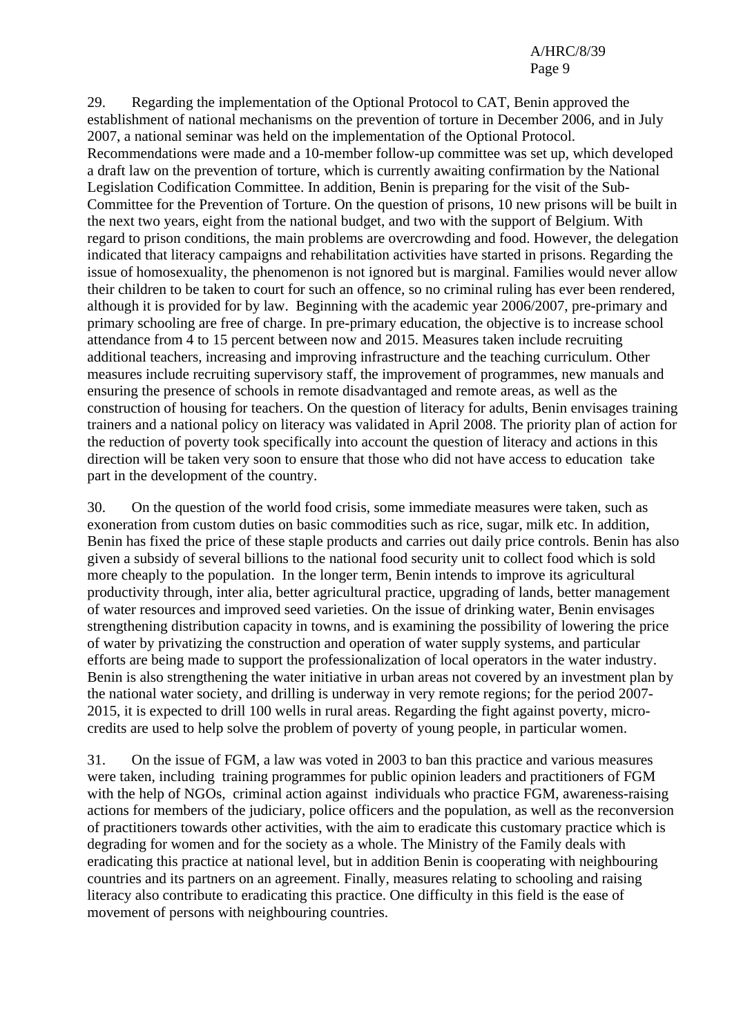29. Regarding the implementation of the Optional Protocol to CAT, Benin approved the establishment of national mechanisms on the prevention of torture in December 2006, and in July 2007, a national seminar was held on the implementation of the Optional Protocol. Recommendations were made and a 10-member follow-up committee was set up, which developed a draft law on the prevention of torture, which is currently awaiting confirmation by the National Legislation Codification Committee. In addition, Benin is preparing for the visit of the Sub-Committee for the Prevention of Torture. On the question of prisons, 10 new prisons will be built in the next two years, eight from the national budget, and two with the support of Belgium. With regard to prison conditions, the main problems are overcrowding and food. However, the delegation indicated that literacy campaigns and rehabilitation activities have started in prisons. Regarding the issue of homosexuality, the phenomenon is not ignored but is marginal. Families would never allow their children to be taken to court for such an offence, so no criminal ruling has ever been rendered, although it is provided for by law. Beginning with the academic year 2006/2007, pre-primary and primary schooling are free of charge. In pre-primary education, the objective is to increase school attendance from 4 to 15 percent between now and 2015. Measures taken include recruiting additional teachers, increasing and improving infrastructure and the teaching curriculum. Other measures include recruiting supervisory staff, the improvement of programmes, new manuals and ensuring the presence of schools in remote disadvantaged and remote areas, as well as the construction of housing for teachers. On the question of literacy for adults, Benin envisages training trainers and a national policy on literacy was validated in April 2008. The priority plan of action for the reduction of poverty took specifically into account the question of literacy and actions in this direction will be taken very soon to ensure that those who did not have access to education take part in the development of the country.

30. On the question of the world food crisis, some immediate measures were taken, such as exoneration from custom duties on basic commodities such as rice, sugar, milk etc. In addition, Benin has fixed the price of these staple products and carries out daily price controls. Benin has also given a subsidy of several billions to the national food security unit to collect food which is sold more cheaply to the population. In the longer term, Benin intends to improve its agricultural productivity through, inter alia, better agricultural practice, upgrading of lands, better management of water resources and improved seed varieties. On the issue of drinking water, Benin envisages strengthening distribution capacity in towns, and is examining the possibility of lowering the price of water by privatizing the construction and operation of water supply systems, and particular efforts are being made to support the professionalization of local operators in the water industry. Benin is also strengthening the water initiative in urban areas not covered by an investment plan by the national water society, and drilling is underway in very remote regions; for the period 2007-2015, it is expected to drill 100 wells in rural areas. Regarding the fight against poverty, micro-credits are used to help solve the problem of poverty of young people, in particular women.

31. On the issue of FGM, a law was voted in 2003 to ban this practice and various measures were taken, including training programmes for public opinion leaders and practitioners of FGM with the help of NGOs, criminal action against individuals who practice FGM, awareness-raising actions for members of the judiciary, police officers and the population, as well as the reconversion of practitioners towards other activities, with the aim to eradicate this customary practice which is degrading for women and for the society as a whole. The Ministry of the Family deals with eradicating this practice at national level, but in addition Benin is cooperating with neighbouring countries and its partners on an agreement. Finally, measures relating to schooling and raising literacy also contribute to eradicating this practice. One difficulty in this field is the ease of movement of persons with neighbouring countries.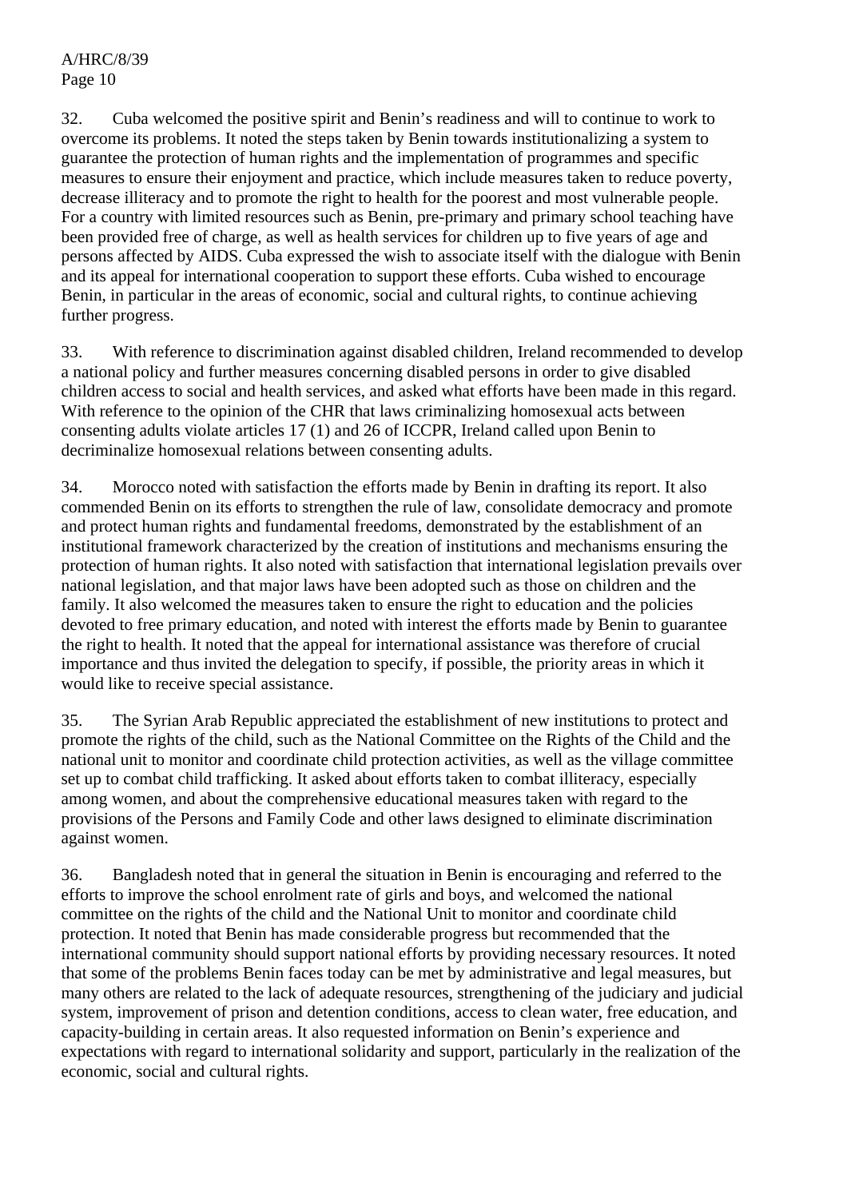32. Cuba welcomed the positive spirit and Benin's readiness and will to continue to work to overcome its problems. It noted the steps taken by Benin towards institutionalizing a system to guarantee the protection of human rights and the implementation of programmes and specific measures to ensure their enjoyment and practice, which include measures taken to reduce poverty, decrease illiteracy and to promote the right to health for the poorest and most vulnerable people. For a country with limited resources such as Benin, pre-primary and primary school teaching have been provided free of charge, as well as health services for children up to five years of age and persons affected by AIDS. Cuba expressed the wish to associate itself with the dialogue with Benin and its appeal for international cooperation to support these efforts. Cuba wished to encourage Benin, in particular in the areas of economic, social and cultural rights, to continue achieving further progress.

33. With reference to discrimination against disabled children, Ireland recommended to develop a national policy and further measures concerning disabled persons in order to give disabled children access to social and health services, and asked what efforts have been made in this regard. With reference to the opinion of the CHR that laws criminalizing homosexual acts between consenting adults violate articles 17 (1) and 26 of ICCPR, Ireland called upon Benin to decriminalize homosexual relations between consenting adults.

34. Morocco noted with satisfaction the efforts made by Benin in drafting its report. It also commended Benin on its efforts to strengthen the rule of law, consolidate democracy and promote and protect human rights and fundamental freedoms, demonstrated by the establishment of an institutional framework characterized by the creation of institutions and mechanisms ensuring the protection of human rights. It also noted with satisfaction that international legislation prevails over national legislation, and that major laws have been adopted such as those on children and the family. It also welcomed the measures taken to ensure the right to education and the policies devoted to free primary education, and noted with interest the efforts made by Benin to guarantee the right to health. It noted that the appeal for international assistance was therefore of crucial importance and thus invited the delegation to specify, if possible, the priority areas in which it would like to receive special assistance.

35. The Syrian Arab Republic appreciated the establishment of new institutions to protect and promote the rights of the child, such as the National Committee on the Rights of the Child and the national unit to monitor and coordinate child protection activities, as well as the village committee set up to combat child trafficking. It asked about efforts taken to combat illiteracy, especially among women, and about the comprehensive educational measures taken with regard to the provisions of the Persons and Family Code and other laws designed to eliminate discrimination against women.

36. Bangladesh noted that in general the situation in Benin is encouraging and referred to the efforts to improve the school enrolment rate of girls and boys, and welcomed the national committee on the rights of the child and the National Unit to monitor and coordinate child protection. It noted that Benin has made considerable progress but recommended that the international community should support national efforts by providing necessary resources. It noted that some of the problems Benin faces today can be met by administrative and legal measures, but many others are related to the lack of adequate resources, strengthening of the judiciary and judicial system, improvement of prison and detention conditions, access to clean water, free education, and capacity-building in certain areas. It also requested information on Benin's experience and expectations with regard to international solidarity and support, particularly in the realization of the economic, social and cultural rights.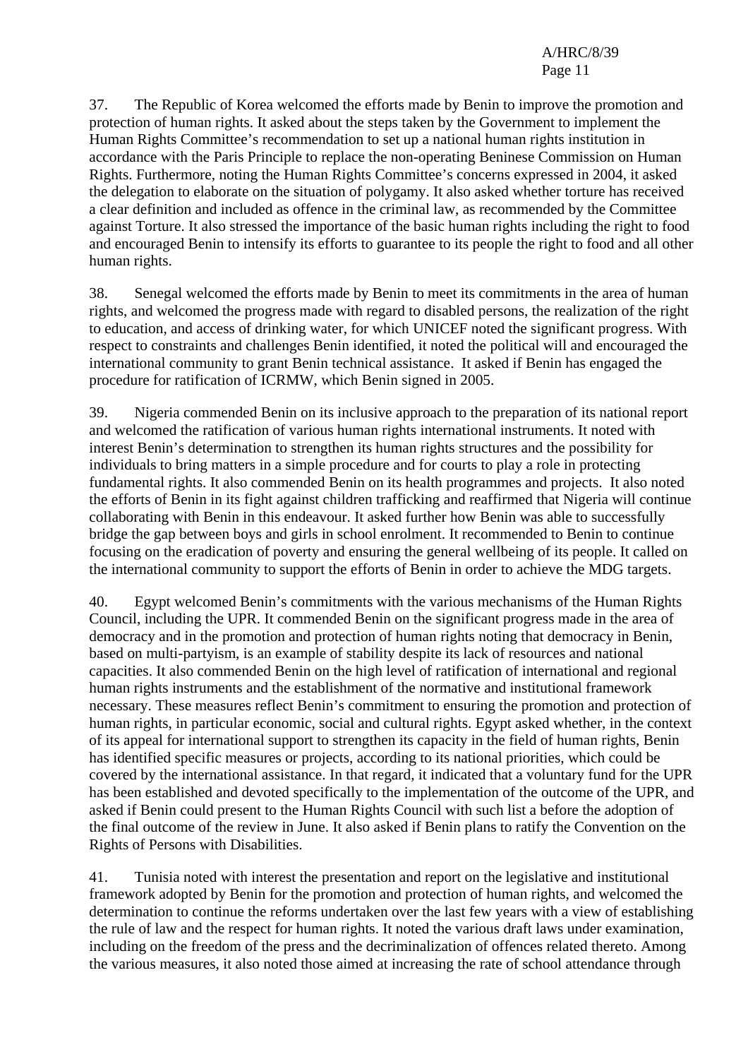37. The Republic of Korea welcomed the efforts made by Benin to improve the promotion and protection of human rights. It asked about the steps taken by the Government to implement the Human Rights Committee's recommendation to set up a national human rights institution in accordance with the Paris Principle to replace the non-operating Beninese Commission on Human Rights. Furthermore, noting the Human Rights Committee's concerns expressed in 2004, it asked the delegation to elaborate on the situation of polygamy. It also asked whether torture has received a clear definition and included as offence in the criminal law, as recommended by the Committee against Torture. It also stressed the importance of the basic human rights including the right to food and encouraged Benin to intensify its efforts to guarantee to its people the right to food and all other human rights.

38. Senegal welcomed the efforts made by Benin to meet its commitments in the area of human rights, and welcomed the progress made with regard to disabled persons, the realization of the right to education, and access of drinking water, for which UNICEF noted the significant progress. With respect to constraints and challenges Benin identified, it noted the political will and encouraged the international community to grant Benin technical assistance. It asked if Benin has engaged the procedure for ratification of ICRMW, which Benin signed in 2005.

39. Nigeria commended Benin on its inclusive approach to the preparation of its national report and welcomed the ratification of various human rights international instruments. It noted with interest Benin's determination to strengthen its human rights structures and the possibility for individuals to bring matters in a simple procedure and for courts to play a role in protecting fundamental rights. It also commended Benin on its health programmes and projects. It also noted the efforts of Benin in its fight against children trafficking and reaffirmed that Nigeria will continue collaborating with Benin in this endeavour. It asked further how Benin was able to successfully bridge the gap between boys and girls in school enrolment. It recommended to Benin to continue focusing on the eradication of poverty and ensuring the general wellbeing of its people. It called on the international community to support the efforts of Benin in order to achieve the MDG targets.

40. Egypt welcomed Benin's commitments with the various mechanisms of the Human Rights Council, including the UPR. It commended Benin on the significant progress made in the area of democracy and in the promotion and protection of human rights noting that democracy in Benin, based on multi-partyism, is an example of stability despite its lack of resources and national capacities. It also commended Benin on the high level of ratification of international and regional human rights instruments and the establishment of the normative and institutional framework necessary. These measures reflect Benin's commitment to ensuring the promotion and protection of human rights, in particular economic, social and cultural rights. Egypt asked whether, in the context of its appeal for international support to strengthen its capacity in the field of human rights, Benin has identified specific measures or projects, according to its national priorities, which could be covered by the international assistance. In that regard, it indicated that a voluntary fund for the UPR has been established and devoted specifically to the implementation of the outcome of the UPR, and asked if Benin could present to the Human Rights Council with such list a before the adoption of the final outcome of the review in June. It also asked if Benin plans to ratify the Convention on the Rights of Persons with Disabilities.

41. Tunisia noted with interest the presentation and report on the legislative and institutional framework adopted by Benin for the promotion and protection of human rights, and welcomed the determination to continue the reforms undertaken over the last few years with a view of establishing the rule of law and the respect for human rights. It noted the various draft laws under examination, including on the freedom of the press and the decriminalization of offences related thereto. Among the various measures, it also noted those aimed at increasing the rate of school attendance through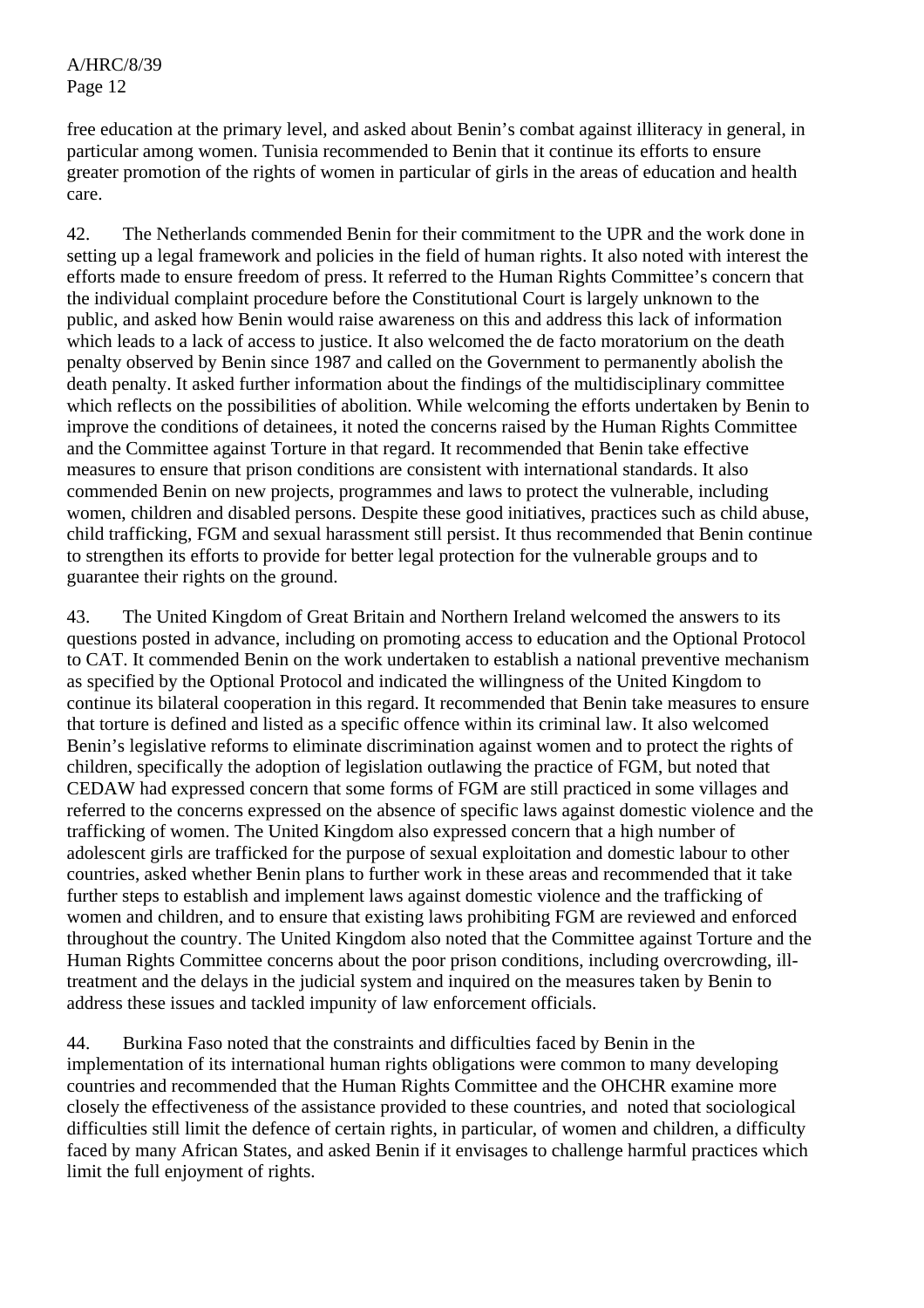free education at the primary level, and asked about Benin's combat against illiteracy in general, in particular among women. Tunisia recommended to Benin that it continue its efforts to ensure greater promotion of the rights of women in particular of girls in the areas of education and health care.

42. The Netherlands commended Benin for their commitment to the UPR and the work done in setting up a legal framework and policies in the field of human rights. It also noted with interest the efforts made to ensure freedom of press. It referred to the Human Rights Committee's concern that the individual complaint procedure before the Constitutional Court is largely unknown to the public, and asked how Benin would raise awareness on this and address this lack of information which leads to a lack of access to justice. It also welcomed the de facto moratorium on the death penalty observed by Benin since 1987 and called on the Government to permanently abolish the death penalty. It asked further information about the findings of the multidisciplinary committee which reflects on the possibilities of abolition. While welcoming the efforts undertaken by Benin to improve the conditions of detainees, it noted the concerns raised by the Human Rights Committee and the Committee against Torture in that regard. It recommended that Benin take effective measures to ensure that prison conditions are consistent with international standards. It also commended Benin on new projects, programmes and laws to protect the vulnerable, including women, children and disabled persons. Despite these good initiatives, practices such as child abuse, child trafficking, FGM and sexual harassment still persist. It thus recommended that Benin continue to strengthen its efforts to provide for better legal protection for the vulnerable groups and to guarantee their rights on the ground.

43. The United Kingdom of Great Britain and Northern Ireland welcomed the answers to its questions posted in advance, including on promoting access to education and the Optional Protocol to CAT. It commended Benin on the work undertaken to establish a national preventive mechanism as specified by the Optional Protocol and indicated the willingness of the United Kingdom to continue its bilateral cooperation in this regard. It recommended that Benin take measures to ensure that torture is defined and listed as a specific offence within its criminal law. It also welcomed Benin's legislative reforms to eliminate discrimination against women and to protect the rights of children, specifically the adoption of legislation outlawing the practice of FGM, but noted that CEDAW had expressed concern that some forms of FGM are still practiced in some villages and referred to the concerns expressed on the absence of specific laws against domestic violence and the trafficking of women. The United Kingdom also expressed concern that a high number of adolescent girls are trafficked for the purpose of sexual exploitation and domestic labour to other countries, asked whether Benin plans to further work in these areas and recommended that it take further steps to establish and implement laws against domestic violence and the trafficking of women and children, and to ensure that existing laws prohibiting FGM are reviewed and enforced throughout the country. The United Kingdom also noted that the Committee against Torture and the Human Rights Committee concerns about the poor prison conditions, including overcrowding, ill-treatment and the delays in the judicial system and inquired on the measures taken by Benin to address these issues and tackled impunity of law enforcement officials.

44. Burkina Faso noted that the constraints and difficulties faced by Benin in the implementation of its international human rights obligations were common to many developing countries and recommended that the Human Rights Committee and the OHCHR examine more closely the effectiveness of the assistance provided to these countries, and noted that sociological difficulties still limit the defence of certain rights, in particular, of women and children, a difficulty faced by many African States, and asked Benin if it envisages to challenge harmful practices which limit the full enjoyment of rights.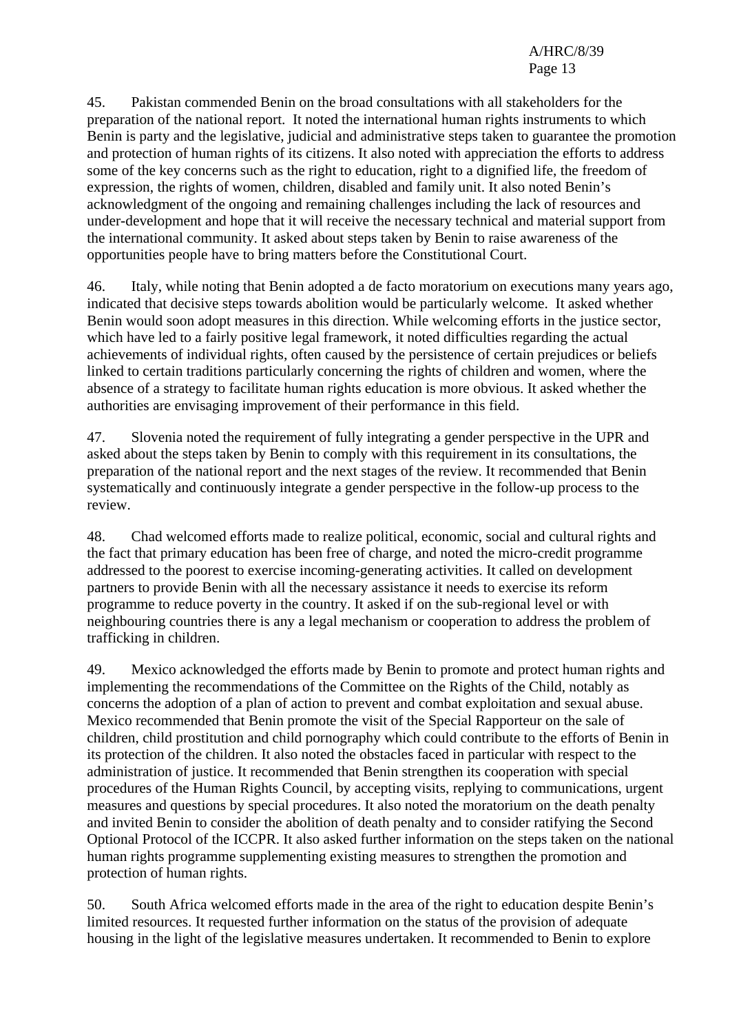45. Pakistan commended Benin on the broad consultations with all stakeholders for the preparation of the national report. It noted the international human rights instruments to which Benin is party and the legislative, judicial and administrative steps taken to guarantee the promotion and protection of human rights of its citizens. It also noted with appreciation the efforts to address some of the key concerns such as the right to education, right to a dignified life, the freedom of expression, the rights of women, children, disabled and family unit. It also noted Benin's acknowledgment of the ongoing and remaining challenges including the lack of resources and under-development and hope that it will receive the necessary technical and material support from the international community. It asked about steps taken by Benin to raise awareness of the opportunities people have to bring matters before the Constitutional Court.

46. Italy, while noting that Benin adopted a de facto moratorium on executions many years ago, indicated that decisive steps towards abolition would be particularly welcome. It asked whether Benin would soon adopt measures in this direction. While welcoming efforts in the justice sector, which have led to a fairly positive legal framework, it noted difficulties regarding the actual achievements of individual rights, often caused by the persistence of certain prejudices or beliefs linked to certain traditions particularly concerning the rights of children and women, where the absence of a strategy to facilitate human rights education is more obvious. It asked whether the authorities are envisaging improvement of their performance in this field.

47. Slovenia noted the requirement of fully integrating a gender perspective in the UPR and asked about the steps taken by Benin to comply with this requirement in its consultations, the preparation of the national report and the next stages of the review. It recommended that Benin systematically and continuously integrate a gender perspective in the follow-up process to the review.

48. Chad welcomed efforts made to realize political, economic, social and cultural rights and the fact that primary education has been free of charge, and noted the micro-credit programme addressed to the poorest to exercise incoming-generating activities. It called on development partners to provide Benin with all the necessary assistance it needs to exercise its reform programme to reduce poverty in the country. It asked if on the sub-regional level or with neighbouring countries there is any a legal mechanism or cooperation to address the problem of trafficking in children.

49. Mexico acknowledged the efforts made by Benin to promote and protect human rights and implementing the recommendations of the Committee on the Rights of the Child, notably as concerns the adoption of a plan of action to prevent and combat exploitation and sexual abuse. Mexico recommended that Benin promote the visit of the Special Rapporteur on the sale of children, child prostitution and child pornography which could contribute to the efforts of Benin in its protection of the children. It also noted the obstacles faced in particular with respect to the administration of justice. It recommended that Benin strengthen its cooperation with special procedures of the Human Rights Council, by accepting visits, replying to communications, urgent measures and questions by special procedures. It also noted the moratorium on the death penalty and invited Benin to consider the abolition of death penalty and to consider ratifying the Second Optional Protocol of the ICCPR. It also asked further information on the steps taken on the national human rights programme supplementing existing measures to strengthen the promotion and protection of human rights.

50. South Africa welcomed efforts made in the area of the right to education despite Benin's limited resources. It requested further information on the status of the provision of adequate housing in the light of the legislative measures undertaken. It recommended to Benin to explore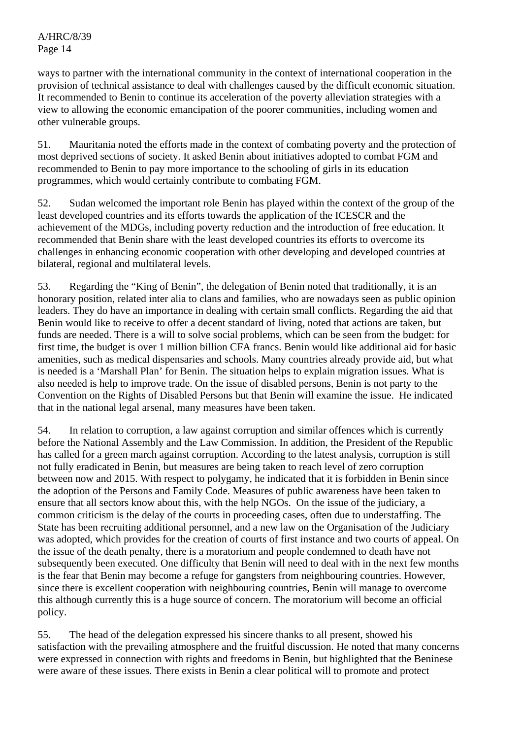ways to partner with the international community in the context of international cooperation in the provision of technical assistance to deal with challenges caused by the difficult economic situation. It recommended to Benin to continue its acceleration of the poverty alleviation strategies with a view to allowing the economic emancipation of the poorer communities, including women and other vulnerable groups.

51. Mauritania noted the efforts made in the context of combating poverty and the protection of most deprived sections of society. It asked Benin about initiatives adopted to combat FGM and recommended to Benin to pay more importance to the schooling of girls in its education programmes, which would certainly contribute to combating FGM.

52. Sudan welcomed the important role Benin has played within the context of the group of the least developed countries and its efforts towards the application of the ICESCR and the achievement of the MDGs, including poverty reduction and the introduction of free education. It recommended that Benin share with the least developed countries its efforts to overcome its challenges in enhancing economic cooperation with other developing and developed countries at bilateral, regional and multilateral levels.

53. Regarding the "King of Benin", the delegation of Benin noted that traditionally, it is an honorary position, related inter alia to clans and families, who are nowadays seen as public opinion leaders. They do have an importance in dealing with certain small conflicts. Regarding the aid that Benin would like to receive to offer a decent standard of living, noted that actions are taken, but funds are needed. There is a will to solve social problems, which can be seen from the budget: for first time, the budget is over 1 million billion CFA francs. Benin would like additional aid for basic amenities, such as medical dispensaries and schools. Many countries already provide aid, but what is needed is a 'Marshall Plan' for Benin. The situation helps to explain migration issues. What is also needed is help to improve trade. On the issue of disabled persons, Benin is not party to the Convention on the Rights of Disabled Persons but that Benin will examine the issue. He indicated that in the national legal arsenal, many measures have been taken.

54. In relation to corruption, a law against corruption and similar offences which is currently before the National Assembly and the Law Commission. In addition, the President of the Republic has called for a green march against corruption. According to the latest analysis, corruption is still not fully eradicated in Benin, but measures are being taken to reach level of zero corruption between now and 2015. With respect to polygamy, he indicated that it is forbidden in Benin since the adoption of the Persons and Family Code. Measures of public awareness have been taken to ensure that all sectors know about this, with the help NGOs. On the issue of the judiciary, a common criticism is the delay of the courts in proceeding cases, often due to understaffing. The State has been recruiting additional personnel, and a new law on the Organisation of the Judiciary was adopted, which provides for the creation of courts of first instance and two courts of appeal. On the issue of the death penalty, there is a moratorium and people condemned to death have not subsequently been executed. One difficulty that Benin will need to deal with in the next few months is the fear that Benin may become a refuge for gangsters from neighbouring countries. However, since there is excellent cooperation with neighbouring countries, Benin will manage to overcome this although currently this is a huge source of concern. The moratorium will become an official policy.

55. The head of the delegation expressed his sincere thanks to all present, showed his satisfaction with the prevailing atmosphere and the fruitful discussion. He noted that many concerns were expressed in connection with rights and freedoms in Benin, but highlighted that the Beninese were aware of these issues. There exists in Benin a clear political will to promote and protect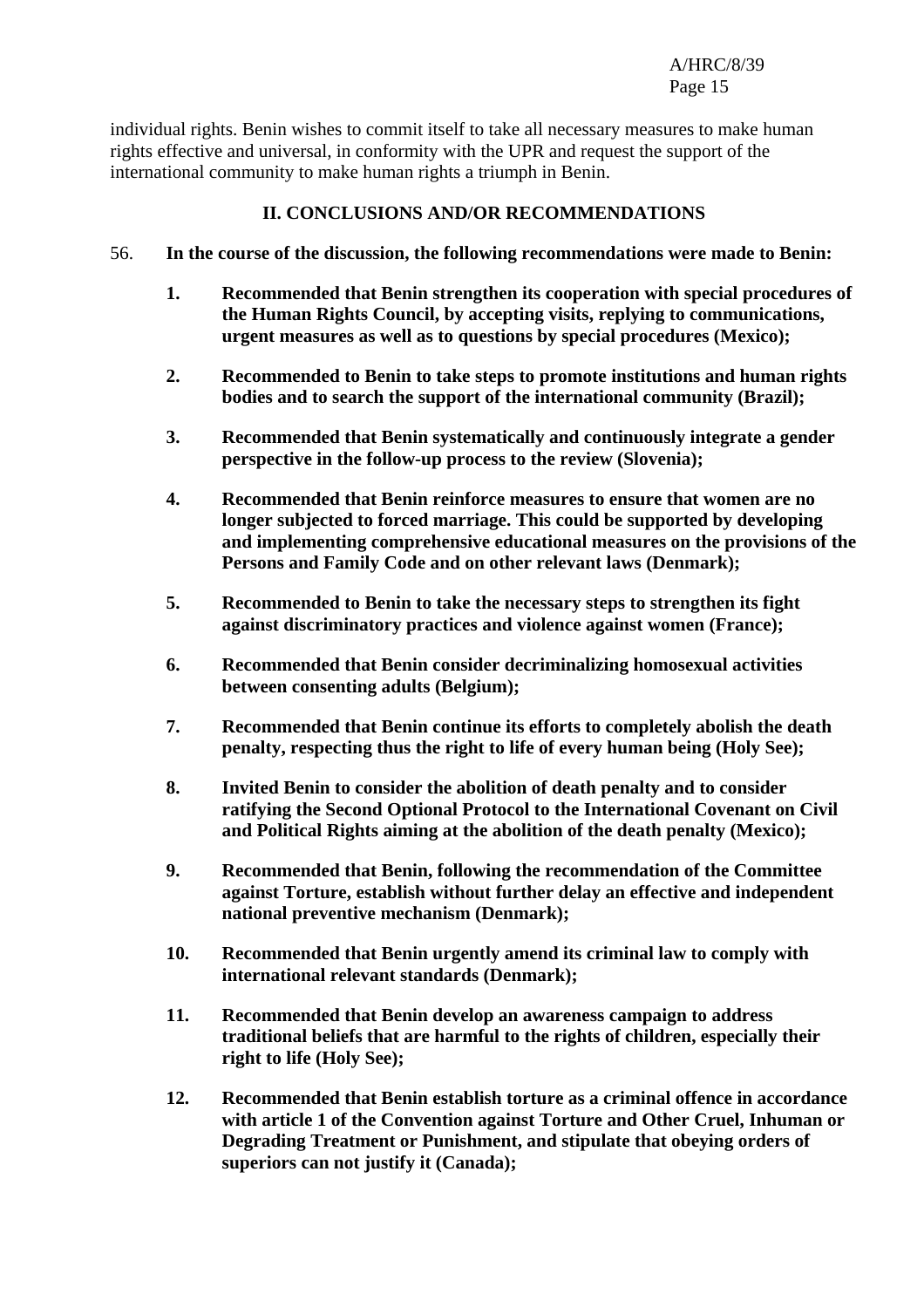individual rights. Benin wishes to commit itself to take all necessary measures to make human rights effective and universal, in conformity with the UPR and request the support of the international community to make human rights a triumph in Benin.

## II. CONCLUSIONS AND/OR RECOMMENDATIONS

56. **In the course of the discussion, the following recommendations were made to Benin:**

**1. Recommended that Benin strengthen its cooperation with special procedures of the Human Rights Council, by accepting visits, replying to communications, urgent measures as well as to questions by special procedures (Mexico);**

**2. Recommended to Benin to take steps to promote institutions and human rights bodies and to search the support of the international community (Brazil);**

**3. Recommended that Benin systematically and continuously integrate a gender perspective in the follow-up process to the review (Slovenia);**

**4. Recommended that Benin reinforce measures to ensure that women are no longer subjected to forced marriage. This could be supported by developing and implementing comprehensive educational measures on the provisions of the Persons and Family Code and on other relevant laws (Denmark);**

**5. Recommended to Benin to take the necessary steps to strengthen its fight against discriminatory practices and violence against women (France);**

**6. Recommended that Benin consider decriminalizing homosexual activities between consenting adults (Belgium);**

**7. Recommended that Benin continue its efforts to completely abolish the death penalty, respecting thus the right to life of every human being (Holy See);**

**8. Invited Benin to consider the abolition of death penalty and to consider ratifying the Second Optional Protocol to the International Covenant on Civil and Political Rights aiming at the abolition of the death penalty (Mexico);**

**9. Recommended that Benin, following the recommendation of the Committee against Torture, establish without further delay an effective and independent national preventive mechanism (Denmark);**

**10. Recommended that Benin urgently amend its criminal law to comply with international relevant standards (Denmark);**

**11. Recommended that Benin develop an awareness campaign to address traditional beliefs that are harmful to the rights of children, especially their right to life (Holy See);**

**12. Recommended that Benin establish torture as a criminal offence in accordance with article 1 of the Convention against Torture and Other Cruel, Inhuman or Degrading Treatment or Punishment, and stipulate that obeying orders of superiors can not justify it (Canada);**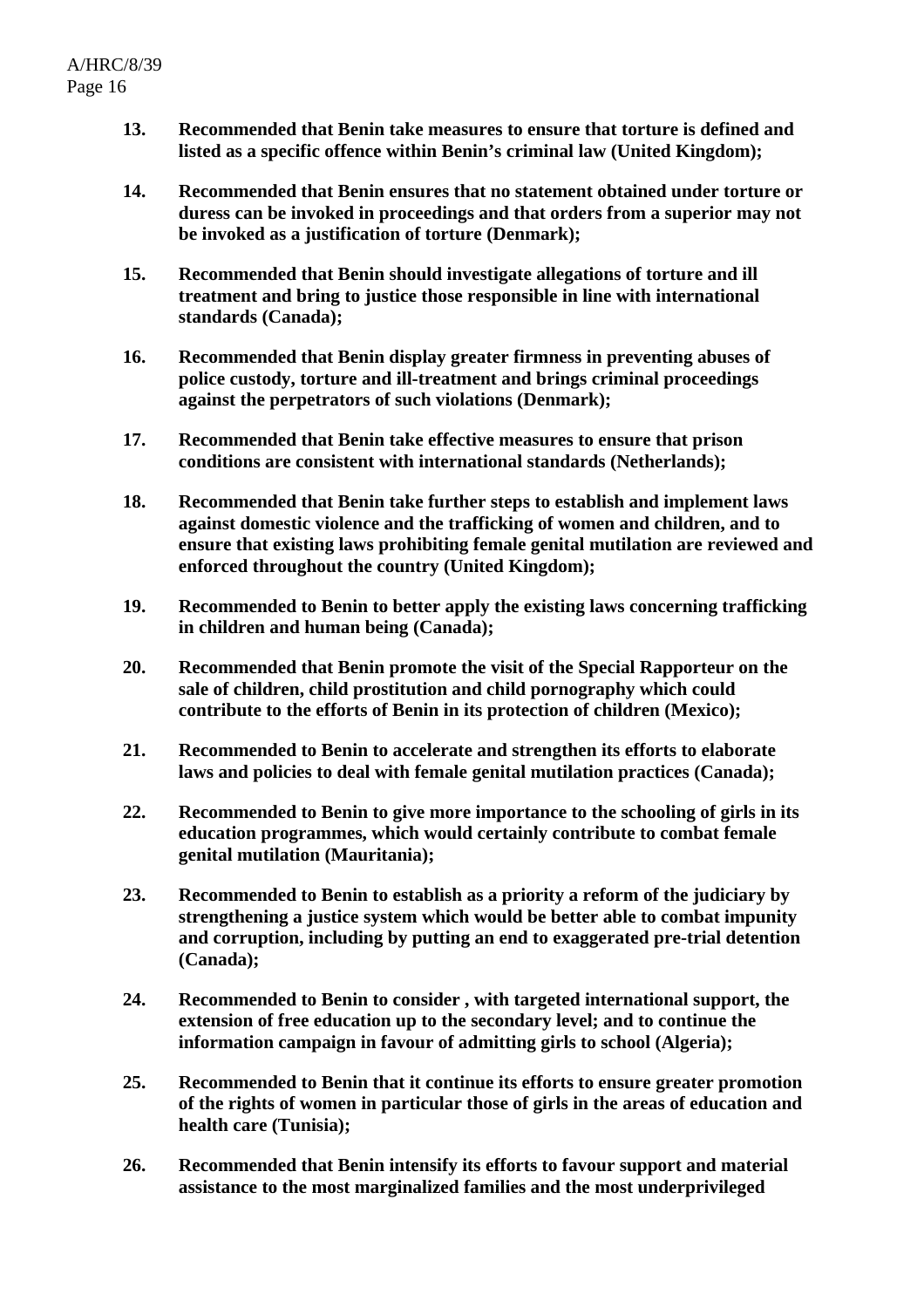13. **Recommended that Benin take measures to ensure that torture is defined and listed as a specific offence within Benin's criminal law (United Kingdom);**

14. **Recommended that Benin ensures that no statement obtained under torture or duress can be invoked in proceedings and that orders from a superior may not be invoked as a justification of torture (Denmark);**

15. **Recommended that Benin should investigate allegations of torture and ill treatment and bring to justice those responsible in line with international standards (Canada);**

16. **Recommended that Benin display greater firmness in preventing abuses of police custody, torture and ill-treatment and brings criminal proceedings against the perpetrators of such violations (Denmark);**

17. **Recommended that Benin take effective measures to ensure that prison conditions are consistent with international standards (Netherlands);**

18. **Recommended that Benin take further steps to establish and implement laws against domestic violence and the trafficking of women and children, and to ensure that existing laws prohibiting female genital mutilation are reviewed and enforced throughout the country (United Kingdom);**

19. **Recommended to Benin to better apply the existing laws concerning trafficking in children and human being (Canada);**

20. **Recommended that Benin promote the visit of the Special Rapporteur on the sale of children, child prostitution and child pornography which could contribute to the efforts of Benin in its protection of children (Mexico);**

21. **Recommended to Benin to accelerate and strengthen its efforts to elaborate laws and policies to deal with female genital mutilation practices (Canada);**

22. **Recommended to Benin to give more importance to the schooling of girls in its education programmes, which would certainly contribute to combat female genital mutilation (Mauritania);**

23. **Recommended to Benin to establish as a priority a reform of the judiciary by strengthening a justice system which would be better able to combat impunity and corruption, including by putting an end to exaggerated pre-trial detention (Canada);**

24. **Recommended to Benin to consider , with targeted international support, the extension of free education up to the secondary level; and to continue the information campaign in favour of admitting girls to school (Algeria);**

25. **Recommended to Benin that it continue its efforts to ensure greater promotion of the rights of women in particular those of girls in the areas of education and health care (Tunisia);**

26. **Recommended that Benin intensify its efforts to favour support and material assistance to the most marginalized families and the most underprivileged**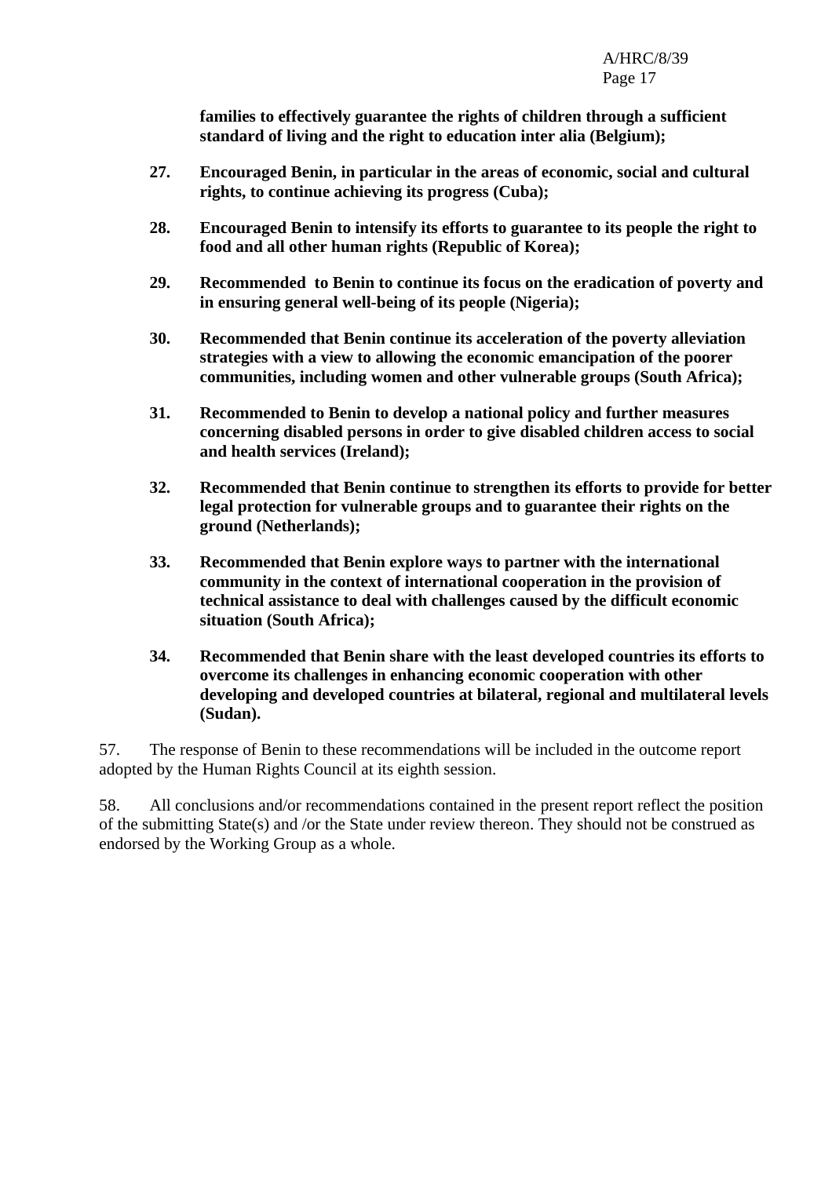**families to effectively guarantee the rights of children through a sufficient standard of living and the right to education inter alia (Belgium);**

27. **Encouraged Benin, in particular in the areas of economic, social and cultural rights, to continue achieving its progress (Cuba);**

28. **Encouraged Benin to intensify its efforts to guarantee to its people the right to food and all other human rights (Republic of Korea);**

29. **Recommended to Benin to continue its focus on the eradication of poverty and in ensuring general well-being of its people (Nigeria);**

30. **Recommended that Benin continue its acceleration of the poverty alleviation strategies with a view to allowing the economic emancipation of the poorer communities, including women and other vulnerable groups (South Africa);**

31. **Recommended to Benin to develop a national policy and further measures concerning disabled persons in order to give disabled children access to social and health services (Ireland);**

32. **Recommended that Benin continue to strengthen its efforts to provide for better legal protection for vulnerable groups and to guarantee their rights on the ground (Netherlands);**

33. **Recommended that Benin explore ways to partner with the international community in the context of international cooperation in the provision of technical assistance to deal with challenges caused by the difficult economic situation (South Africa);**

34. **Recommended that Benin share with the least developed countries its efforts to overcome its challenges in enhancing economic cooperation with other developing and developed countries at bilateral, regional and multilateral levels (Sudan).**

57. The response of Benin to these recommendations will be included in the outcome report adopted by the Human Rights Council at its eighth session.

58. All conclusions and/or recommendations contained in the present report reflect the position of the submitting State(s) and /or the State under review thereon. They should not be construed as endorsed by the Working Group as a whole.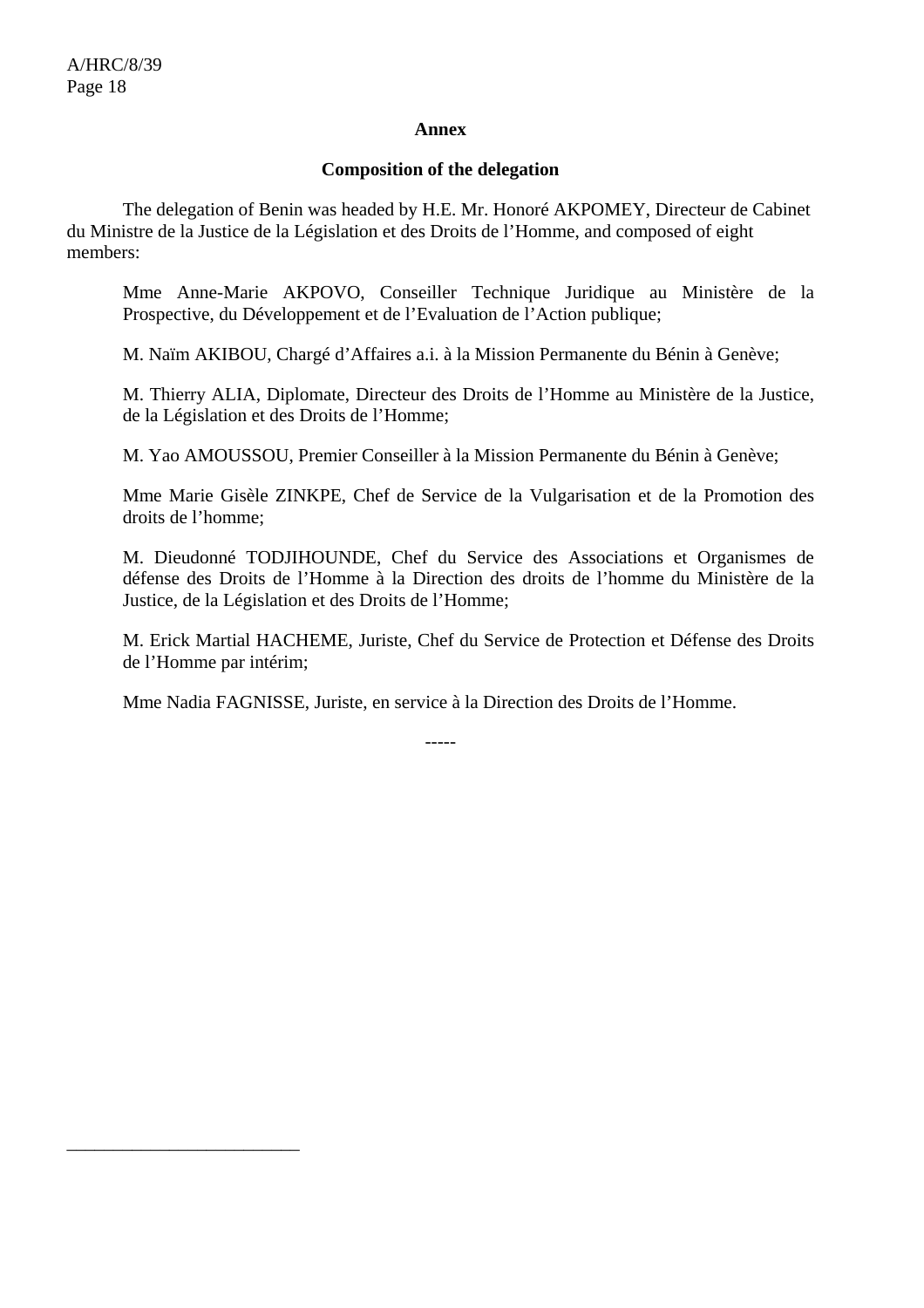## Annex

### Composition of the delegation

The delegation of Benin was headed by H.E. Mr. Honoré AKPOMEY, Directeur de Cabinet du Ministre de la Justice de la Législation et des Droits de l'Homme, and composed of eight members:

Mme Anne-Marie AKPOVO, Conseiller Technique Juridique au Ministère de la Prospective, du Développement et de l'Evaluation de l'Action publique;

M. Naïm AKIBOU, Chargé d'Affaires a.i. à la Mission Permanente du Bénin à Genève;

M. Thierry ALIA, Diplomate, Directeur des Droits de l'Homme au Ministère de la Justice, de la Législation et des Droits de l'Homme;

M. Yao AMOUSSOU, Premier Conseiller à la Mission Permanente du Bénin à Genève;

Mme Marie Gisèle ZINKPE, Chef de Service de la Vulgarisation et de la Promotion des droits de l'homme;

M. Dieudonné TODJIHOUNDE, Chef du Service des Associations et Organismes de défense des Droits de l'Homme à la Direction des droits de l'homme du Ministère de la Justice, de la Législation et des Droits de l'Homme;

M. Erick Martial HACHEME, Juriste, Chef du Service de Protection et Défense des Droits de l'Homme par intérim;

Mme Nadia FAGNISSE, Juriste, en service à la Direction des Droits de l'Homme.

-----